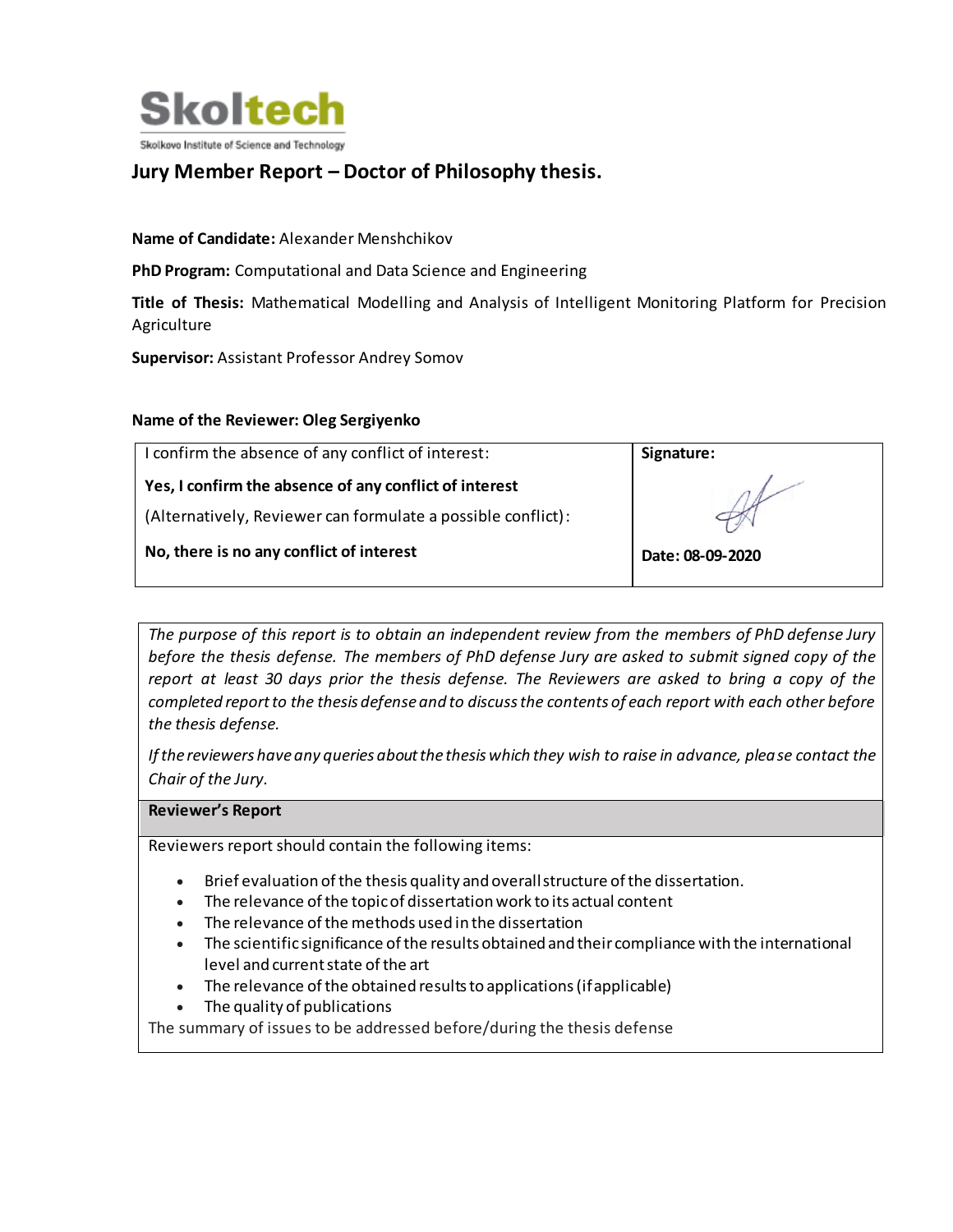**Skoltech**

Skolkovo Institute of Science and Technology

## Jury Member Report – Doctor of Philosophy thesis.

**Name of Candidate:** Alexander Menshchikov

**PhD Program:** Computational and Data Science and Engineering

**Title of Thesis:** Mathematical Modelling and Analysis of Intelligent Monitoring Platform for Precision Agriculture

**Supervisor:** Assistant Professor Andrey Somov

**Name of the Reviewer: Oleg Sergiyenko**

| I confirm the absence of any conflict of interest: | **Signature:** |
| --- | --- |
| **Yes, I confirm the absence of any conflict of interest** | |
| (Alternatively, Reviewer can formulate a possible conflict): | |
| **No, there is no any conflict of interest** | **Date: 08-09-2020** |

*The purpose of this report is to obtain an independent review from the members of PhD defense Jury before the thesis defense. The members of PhD defense Jury are asked to submit signed copy of the report at least 30 days prior the thesis defense. The Reviewers are asked to bring a copy of the completed report to the thesis defense and to discuss the contents of each report with each other before the thesis defense.*

*If the reviewers have any queries about the thesis which they wish to raise in advance, please contact the Chair of the Jury.*

**Reviewer's Report**

Reviewers report should contain the following items:

- Brief evaluation of the thesis quality and overall structure of the dissertation.
- The relevance of the topic of dissertation work to its actual content
- The relevance of the methods used in the dissertation
- The scientific significance of the results obtained and their compliance with the international level and current state of the art
- The relevance of the obtained results to applications (if applicable)
- The quality of publications

The summary of issues to be addressed before/during the thesis defense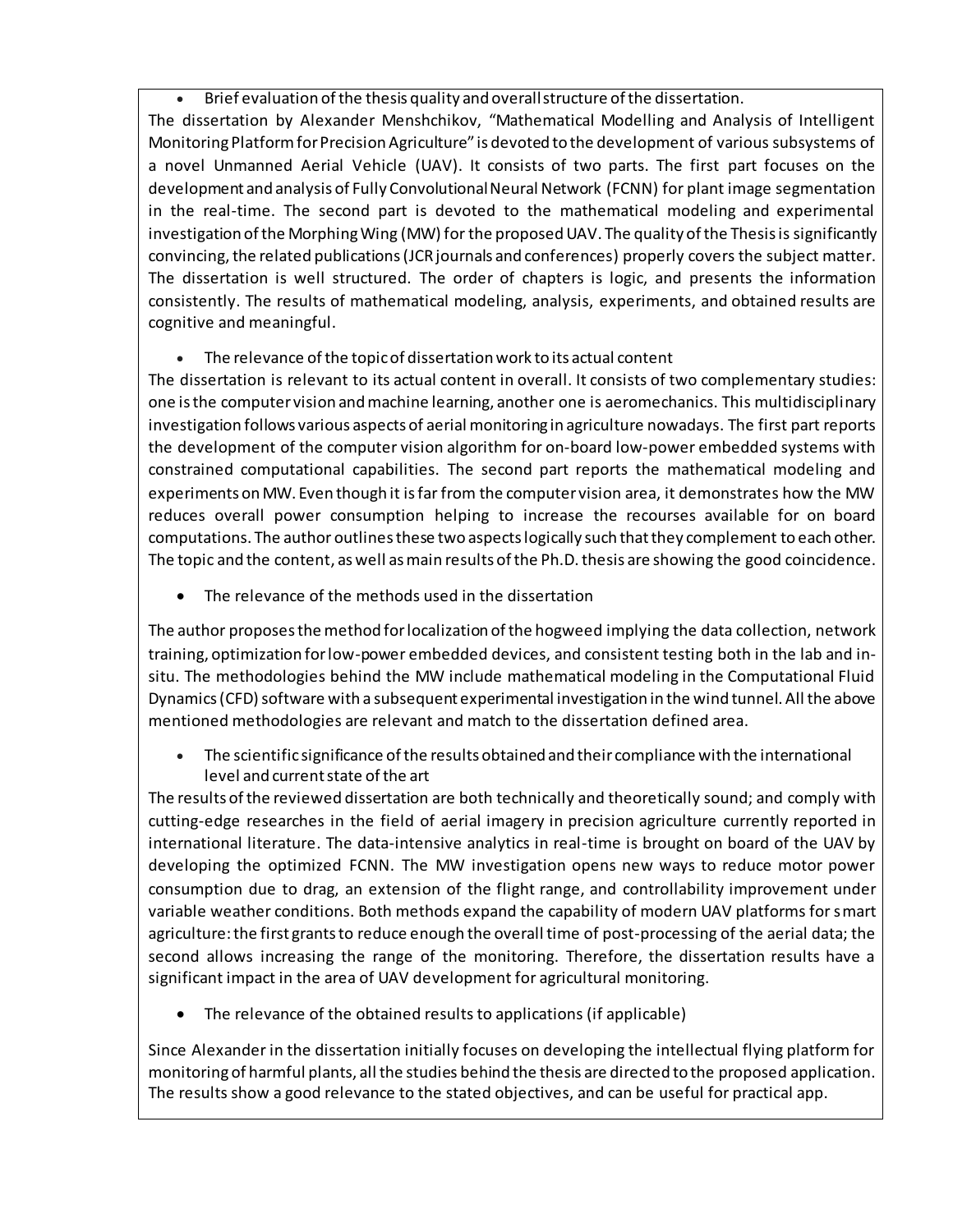- Brief evaluation of the thesis quality and overall structure of the dissertation.

The dissertation by Alexander Menshchikov, "Mathematical Modelling and Analysis of Intelligent Monitoring Platform for Precision Agriculture" is devoted to the development of various subsystems of a novel Unmanned Aerial Vehicle (UAV). It consists of two parts. The first part focuses on the development and analysis of Fully Convolutional Neural Network (FCNN) for plant image segmentation in the real-time. The second part is devoted to the mathematical modeling and experimental investigation of the Morphing Wing (MW) for the proposed UAV. The quality of the Thesis is significantly convincing, the related publications (JCR journals and conferences) properly covers the subject matter. The dissertation is well structured. The order of chapters is logic, and presents the information consistently. The results of mathematical modeling, analysis, experiments, and obtained results are cognitive and meaningful.

- The relevance of the topic of dissertation work to its actual content

The dissertation is relevant to its actual content in overall. It consists of two complementary studies: one is the computer vision and machine learning, another one is aeromechanics. This multidisciplinary investigation follows various aspects of aerial monitoring in agriculture nowadays. The first part reports the development of the computer vision algorithm for on-board low-power embedded systems with constrained computational capabilities. The second part reports the mathematical modeling and experiments on MW. Even though it is far from the computer vision area, it demonstrates how the MW reduces overall power consumption helping to increase the recourses available for on board computations. The author outlines these two aspects logically such that they complement to each other. The topic and the content, as well as main results of the Ph.D. thesis are showing the good coincidence.

- The relevance of the methods used in the dissertation

The author proposes the method for localization of the hogweed implying the data collection, network training, optimization for low-power embedded devices, and consistent testing both in the lab and in-situ. The methodologies behind the MW include mathematical modeling in the Computational Fluid Dynamics (CFD) software with a subsequent experimental investigation in the wind tunnel. All the above mentioned methodologies are relevant and match to the dissertation defined area.

- The scientific significance of the results obtained and their compliance with the international level and current state of the art

The results of the reviewed dissertation are both technically and theoretically sound; and comply with cutting-edge researches in the field of aerial imagery in precision agriculture currently reported in international literature. The data-intensive analytics in real-time is brought on board of the UAV by developing the optimized FCNN. The MW investigation opens new ways to reduce motor power consumption due to drag, an extension of the flight range, and controllability improvement under variable weather conditions. Both methods expand the capability of modern UAV platforms for smart agriculture: the first grants to reduce enough the overall time of post-processing of the aerial data; the second allows increasing the range of the monitoring. Therefore, the dissertation results have a significant impact in the area of UAV development for agricultural monitoring.

- The relevance of the obtained results to applications (if applicable)

Since Alexander in the dissertation initially focuses on developing the intellectual flying platform for monitoring of harmful plants, all the studies behind the thesis are directed to the proposed application. The results show a good relevance to the stated objectives, and can be useful for practical app.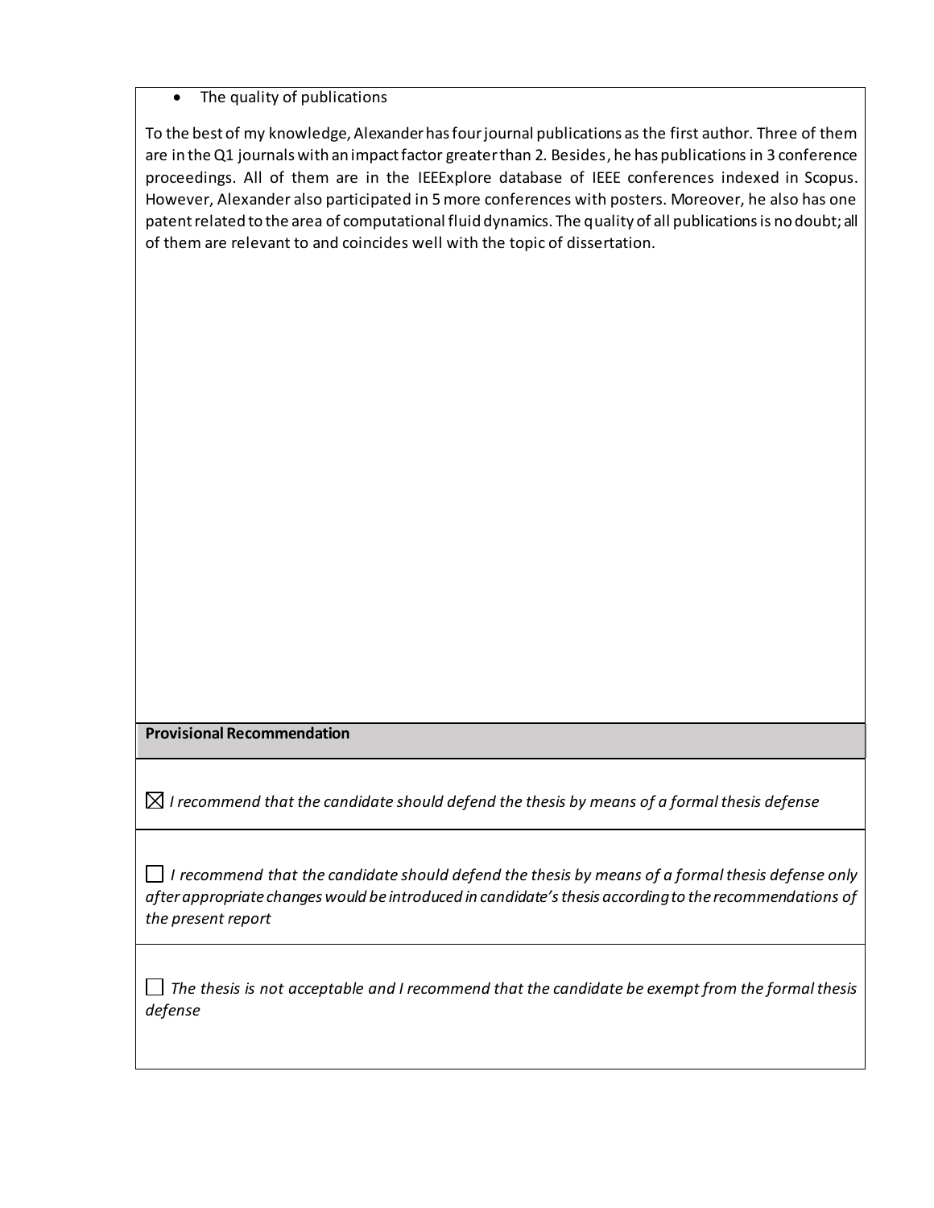- The quality of publications

To the best of my knowledge, Alexander has four journal publications as the first author. Three of them are in the Q1 journals with an impact factor greater than 2. Besides, he has publications in 3 conference proceedings. All of them are in the IEEExplore database of IEEE conferences indexed in Scopus. However, Alexander also participated in 5 more conferences with posters. Moreover, he also has one patent related to the area of computational fluid dynamics. The quality of all publications is no doubt; all of them are relevant to and coincides well with the topic of dissertation.

**Provisional Recommendation**

☒ *I recommend that the candidate should defend the thesis by means of a formal thesis defense*

☐ *I recommend that the candidate should defend the thesis by means of a formal thesis defense only after appropriate changes would be introduced in candidate's thesis according to the recommendations of the present report*

☐ *The thesis is not acceptable and I recommend that the candidate be exempt from the formal thesis defense*